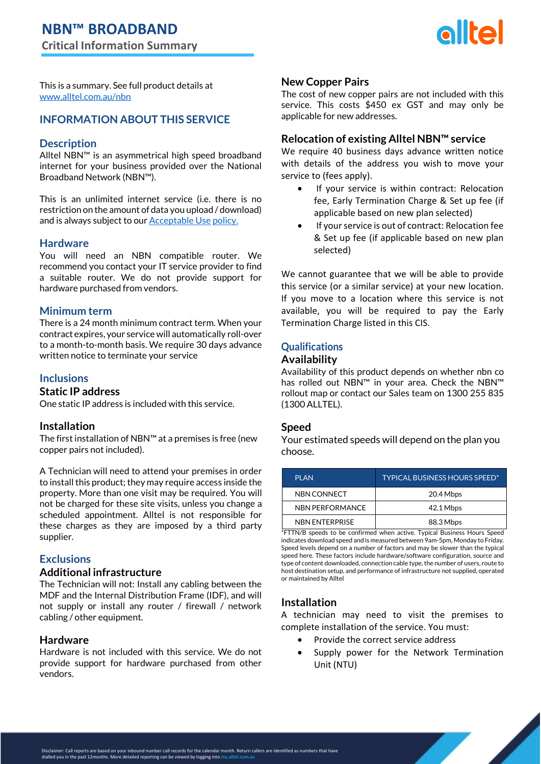# NBN™ BROADBAND

## Critical Information Summary

This is a summary. See full product details at www.alltel.com.au/nbn

## INFORMATION ABOUT THIS SERVICE

### Description

Alltel NBN™ is an asymmetrical high speed broadband internet for your business provided over the National Broadband Network (NBN™).

This is an unlimited internet service (i.e. there is no restriction on the amount of data you upload / download) and is always subject to our Acceptable Use policy.

### Hardware

You will need an NBN compatible router. We recommend you contact your IT service provider to find a suitable router. We do not provide support for hardware purchased from vendors.

### Minimum term

There is a 24 month minimum contract term. When your contract expires, your service will automatically roll-over to a month-to-month basis. We require 30 days advance written notice to terminate your service

### Inclusions

#### Static IP address

One static IP address is included with this service.

#### Installation

The first installation of NBN™ at a premises is free (new copper pairs not included).

A Technician will need to attend your premises in order to install this product; they may require access inside the property. More than one visit may be required. You will not be charged for these site visits, unless you change a scheduled appointment. Alltel is not responsible for these charges as they are imposed by a third party supplier.

### Exclusions

#### Additional infrastructure

The Technician will not: Install any cabling between the MDF and the Internal Distribution Frame (IDF), and will not supply or install any router / firewall / network cabling / other equipment.

#### Hardware

Hardware is not included with this service. We do not provide support for hardware purchased from other vendors.

#### New Copper Pairs

The cost of new copper pairs are not included with this service. This costs $450 ex GST and may only be applicable for new addresses.

#### Relocation of existing Alltel NBN™ service

We require 40 business days advance written notice with details of the address you wish to move your service to (fees apply).

- If your service is within contract: Relocation fee, Early Termination Charge & Set up fee (if applicable based on new plan selected)
- If your service is out of contract: Relocation fee & Set up fee (if applicable based on new plan selected)

We cannot guarantee that we will be able to provide this service (or a similar service) at your new location. If you move to a location where this service is not available, you will be required to pay the Early Termination Charge listed in this CIS.

### Qualifications

#### Availability

Availability of this product depends on whether nbn co has rolled out NBN™ in your area. Check the NBN™ rollout map or contact our Sales team on 1300 255 835 (1300 ALLTEL).

#### Speed

Your estimated speeds will depend on the plan you choose.

| PLAN | TYPICAL BUSINESS HOURS SPEED* |
|---|---|
| NBN CONNECT | 20.4 Mbps |
| NBN PERFORMANCE | 42.1 Mbps |
| NBN ENTERPRISE | 88.3 Mbps |

*FTTN/B speeds to be confirmed when active. Typical Business Hours Speed indicates download speed and is measured between 9am-5pm, Monday to Friday. Speed levels depend on a number of factors and may be slower than the typical speed here. These factors include hardware/software configuration, source and type of content downloaded, connection cable type, the number of users, route to host destination setup, and performance of infrastructure not supplied, operated or maintained by Alltel

#### Installation

A technician may need to visit the premises to complete installation of the service. You must:

- Provide the correct service address
- Supply power for the Network Termination Unit (NTU)

Disclaimer: Call reports are based on your inbound number call records for the calendar month. Return callers are identified as numbers that have dialled you in the past 12months. More detailed reporting can be viewed by logging into my.alltel.com.au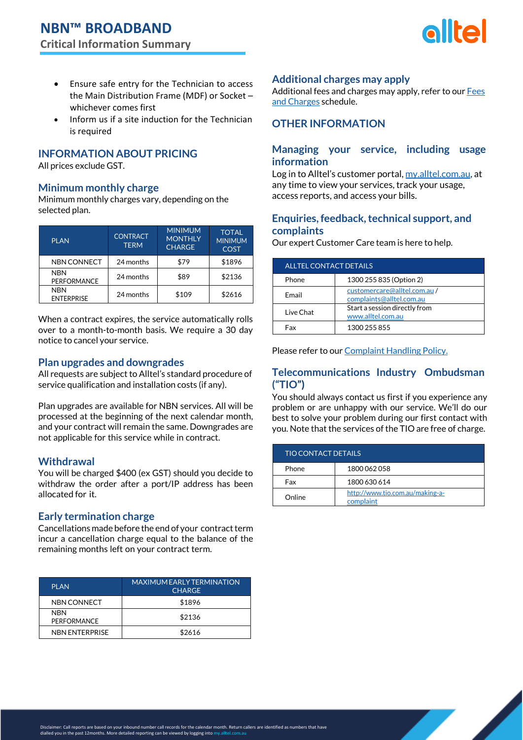- Ensure safe entry for the Technician to access the Main Distribution Frame (MDF) or Socket – whichever comes first
- Inform us if a site induction for the Technician is required

## INFORMATION ABOUT PRICING

All prices exclude GST.

### Minimum monthly charge

Minimum monthly charges vary, depending on the selected plan.

| PLAN | CONTRACT TERM | MINIMUM MONTHLY CHARGE | TOTAL MINIMUM COST |
|---|---|---|---|
| NBN CONNECT | 24 months | $79 | $1896 |
| NBN PERFORMANCE | 24 months | $89 | $2136 |
| NBN ENTERPRISE | 24 months | $109 | $2616 |

When a contract expires, the service automatically rolls over to a month-to-month basis. We require a 30 day notice to cancel your service.

### Plan upgrades and downgrades

All requests are subject to Alltel's standard procedure of service qualification and installation costs (if any).

Plan upgrades are available for NBN services. All will be processed at the beginning of the next calendar month, and your contract will remain the same. Downgrades are not applicable for this service while in contract.

### Withdrawal

You will be charged $400 (ex GST) should you decide to withdraw the order after a port/IP address has been allocated for it.

### Early termination charge

Cancellations made before the end of your contract term incur a cancellation charge equal to the balance of the remaining months left on your contract term.

| PLAN | MAXIMUM EARLY TERMINATION CHARGE |
|---|---|
| NBN CONNECT | $1896 |
| NBN PERFORMANCE | $2136 |
| NBN ENTERPRISE | $2616 |

### Additional charges may apply

Additional fees and charges may apply, refer to our Fees and Charges schedule.

## OTHER INFORMATION

### Managing your service, including usage information

Log in to Alltel's customer portal, my.alltel.com.au, at any time to view your services, track your usage, access reports, and access your bills.

### Enquiries, feedback, technical support, and complaints

Our expert Customer Care team is here to help.

| ALLTEL CONTACT DETAILS | |
|---|---|
| Phone | 1300 255 835 (Option 2) |
| Email | customercare@alltel.com.au / complaints@alltel.com.au |
| Live Chat | Start a session directly from www.alltel.com.au |
| Fax | 1300 255 855 |

Please refer to our Complaint Handling Policy.

### Telecommunications Industry Ombudsman ("TIO")

You should always contact us first if you experience any problem or are unhappy with our service. We'll do our best to solve your problem during our first contact with you. Note that the services of the TIO are free of charge.

| TIO CONTACT DETAILS | |
|---|---|
| Phone | 1800 062 058 |
| Fax | 1800 630 614 |
| Online | http://www.tio.com.au/making-a-complaint |

Disclaimer: Call reports are based on your inbound number call records for the calendar month. Return callers are identified as numbers that have dialled you in the past 12months. More detailed reporting can be viewed by logging into my.alltel.com.au